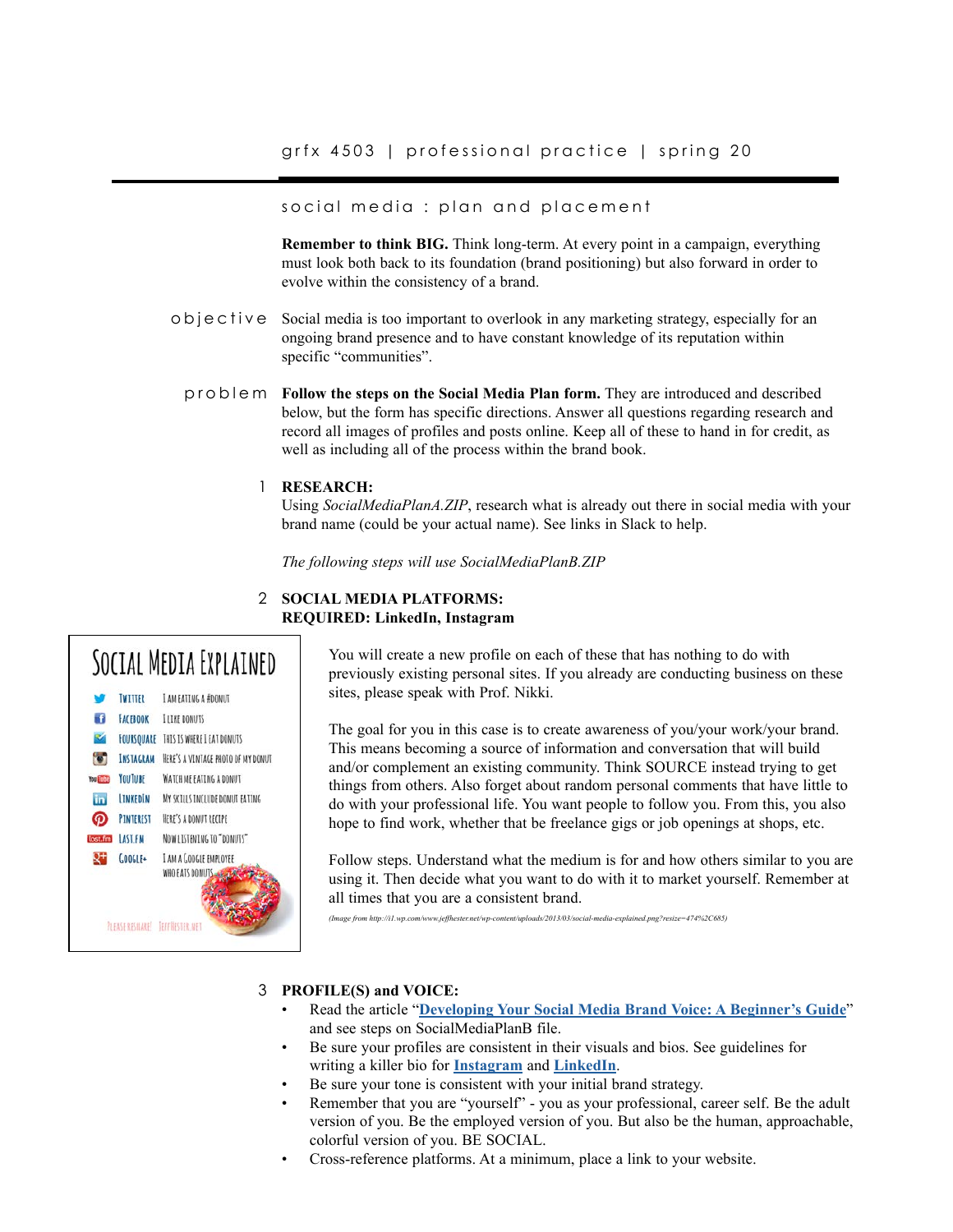# grfx 4503 | professional practice | spring 20

## social media : plan and placement

**Remember to think BIG.** Think long-term. At every point in a campaign, everything must look both back to its foundation (brand positioning) but also forward in order to evolve within the consistency of a brand.

**objective** Social media is too important to overlook in any marketing strategy, especially for an ongoing brand presence and to have constant knowledge of its reputation within specific "communities".

**problem** **Follow the steps on the Social Media Plan form.** They are introduced and described below, but the form has specific directions. Answer all questions regarding research and record all images of profiles and posts online. Keep all of these to hand in for credit, as well as including all of the process within the brand book.

1. **RESEARCH:**
   Using *SocialMediaPlanA.ZIP*, research what is already out there in social media with your brand name (could be your actual name). See links in Slack to help.

   *The following steps will use SocialMediaPlanB.ZIP*

2. **SOCIAL MEDIA PLATFORMS:**
   **REQUIRED: LinkedIn, Instagram**

   You will create a new profile on each of these that has nothing to do with previously existing personal sites. If you already are conducting business on these sites, please speak with Prof. Nikki.

   The goal for you in this case is to create awareness of you/your work/your brand. This means becoming a source of information and conversation that will build and/or complement an existing community. Think SOURCE instead trying to get things from others. Also forget about random personal comments that have little to do with your professional life. You want people to follow you. From this, you also hope to find work, whether that be freelance gigs or job openings at shops, etc.

   Follow steps. Understand what the medium is for and how others similar to you are using it. Then decide what you want to do with it to market yourself. Remember at all times that you are a consistent brand.

   *(Image from http://i1.wp.com/www.jeffhester.net/wp-content/uploads/2013/03/social-media-explained.png?resize=474%2C685)*

3. **PROFILE(S) and VOICE:**
   - Read the article "**Developing Your Social Media Brand Voice: A Beginner's Guide**" and see steps on SocialMediaPlanB file.
   - Be sure your profiles are consistent in their visuals and bios. See guidelines for writing a killer bio for **Instagram** and **LinkedIn**.
   - Be sure your tone is consistent with your initial brand strategy.
   - Remember that you are "yourself" - you as your professional, career self. Be the adult version of you. Be the employed version of you. But also be the human, approachable, colorful version of you. BE SOCIAL.
   - Cross-reference platforms. At a minimum, place a link to your website.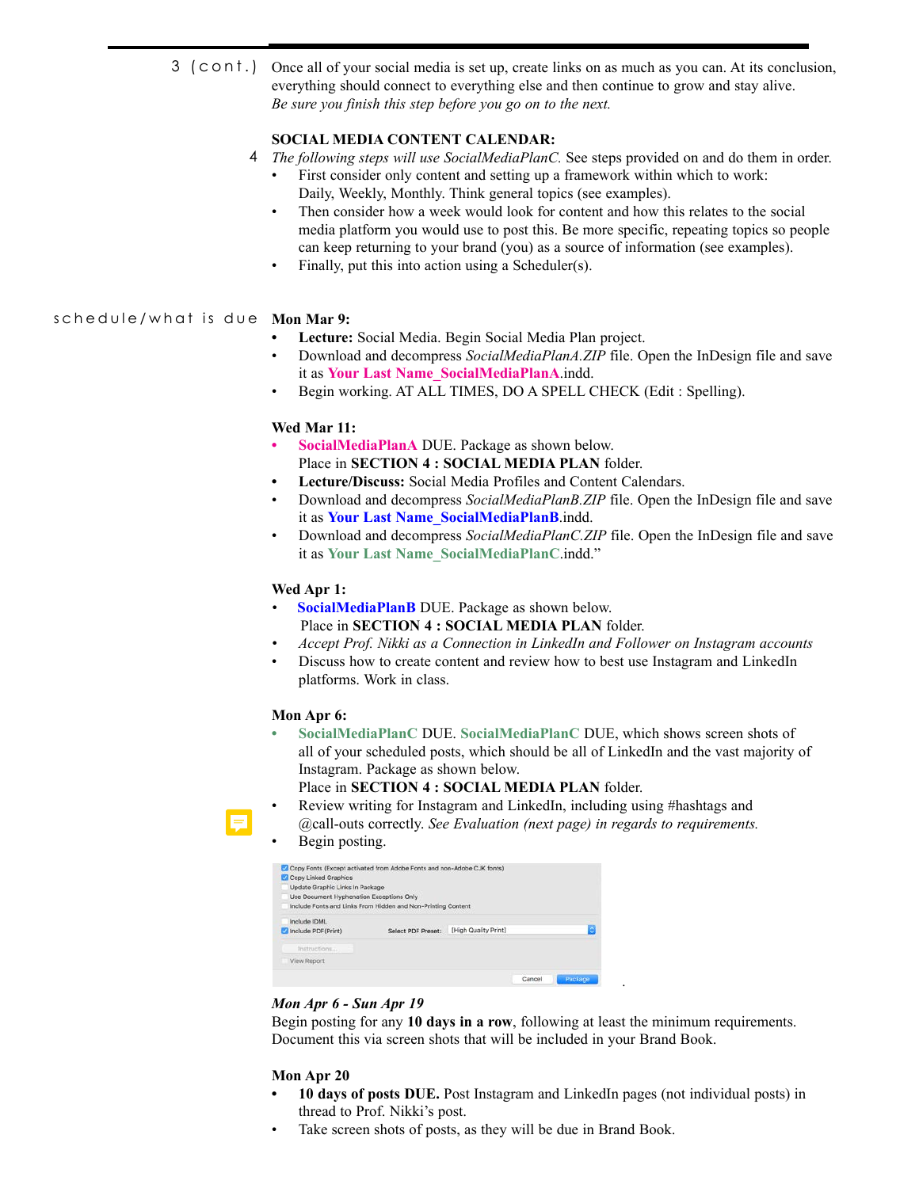3 (cont.) Once all of your social media is set up, create links on as much as you can. At its conclusion, everything should connect to everything else and then continue to grow and stay alive.
*Be sure you finish this step before you go on to the next.*

**SOCIAL MEDIA CONTENT CALENDAR:**

4 *The following steps will use SocialMediaPlanC.* See steps provided on and do them in order.

- First consider only content and setting up a framework within which to work: Daily, Weekly, Monthly. Think general topics (see examples).
- Then consider how a week would look for content and how this relates to the social media platform you would use to post this. Be more specific, repeating topics so people can keep returning to your brand (you) as a source of information (see examples).
- Finally, put this into action using a Scheduler(s).

schedule/what is due

**Mon Mar 9:**

- **Lecture:** Social Media. Begin Social Media Plan project.
- Download and decompress *SocialMediaPlanA.ZIP* file. Open the InDesign file and save it as **Your Last Name_SocialMediaPlanA**.indd.
- Begin working. AT ALL TIMES, DO A SPELL CHECK (Edit : Spelling).

**Wed Mar 11:**

- **SocialMediaPlanA** DUE. Package as shown below.
  Place in **SECTION 4 : SOCIAL MEDIA PLAN** folder.
- **Lecture/Discuss:** Social Media Profiles and Content Calendars.
- Download and decompress *SocialMediaPlanB.ZIP* file. Open the InDesign file and save it as **Your Last Name_SocialMediaPlanB**.indd.
- Download and decompress *SocialMediaPlanC.ZIP* file. Open the InDesign file and save it as **Your Last Name_SocialMediaPlanC**.indd."

**Wed Apr 1:**

- **SocialMediaPlanB** DUE. Package as shown below.
  Place in **SECTION 4 : SOCIAL MEDIA PLAN** folder.
- *Accept Prof. Nikki as a Connection in LinkedIn and Follower on Instagram accounts*
- Discuss how to create content and review how to best use Instagram and LinkedIn platforms. Work in class.

**Mon Apr 6:**

- **SocialMediaPlanC** DUE. **SocialMediaPlanC** DUE, which shows screen shots of all of your scheduled posts, which should be all of LinkedIn and the vast majority of Instagram. Package as shown below.
  Place in **SECTION 4 : SOCIAL MEDIA PLAN** folder.
- Review writing for Instagram and LinkedIn, including using #hashtags and @call-outs correctly. *See Evaluation (next page) in regards to requirements.*
- Begin posting.

***Mon Apr 6 - Sun Apr 19***

Begin posting for any **10 days in a row**, following at least the minimum requirements. Document this via screen shots that will be included in your Brand Book.

**Mon Apr 20**

- **10 days of posts DUE.** Post Instagram and LinkedIn pages (not individual posts) in thread to Prof. Nikki's post.
- Take screen shots of posts, as they will be due in Brand Book.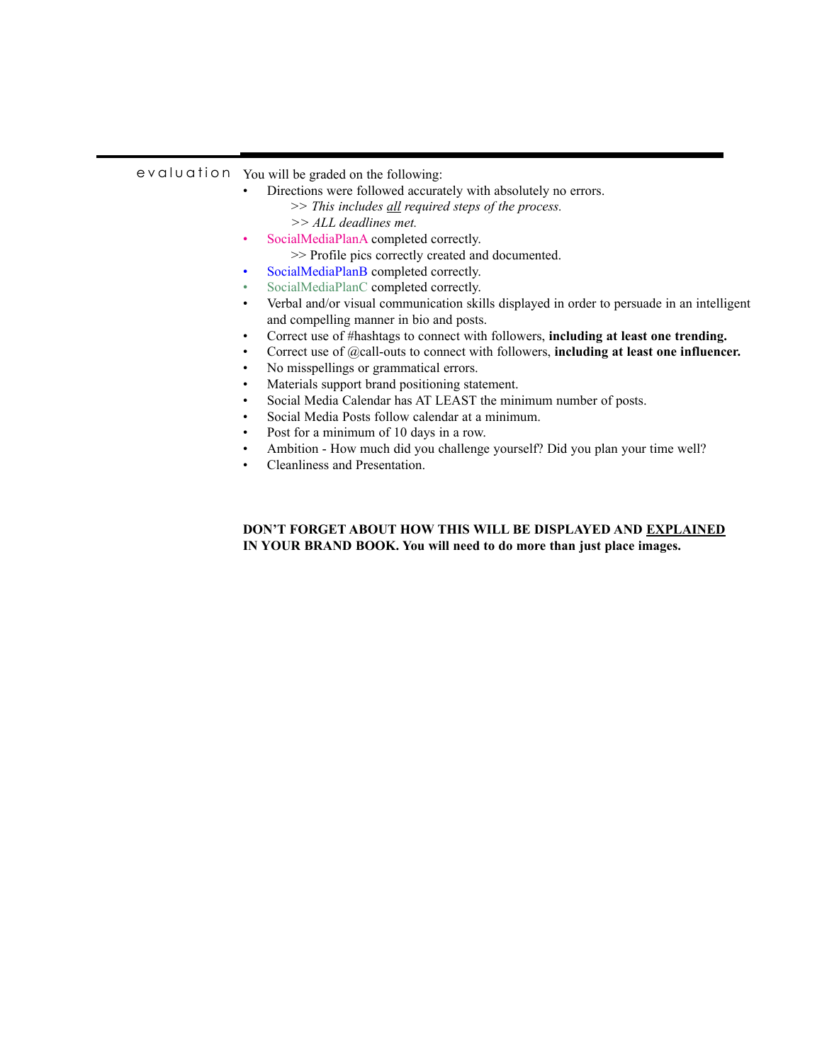## evaluation

You will be graded on the following:

- Directions were followed accurately with absolutely no errors.
  - >> *This includes <u>all</u> required steps of the process.*
  - >> *ALL deadlines met.*
- SocialMediaPlanA completed correctly.
  - >> Profile pics correctly created and documented.
- SocialMediaPlanB completed correctly.
- SocialMediaPlanC completed correctly.
- Verbal and/or visual communication skills displayed in order to persuade in an intelligent and compelling manner in bio and posts.
- Correct use of #hashtags to connect with followers, **including at least one trending.**
- Correct use of @call-outs to connect with followers, **including at least one influencer.**
- No misspellings or grammatical errors.
- Materials support brand positioning statement.
- Social Media Calendar has AT LEAST the minimum number of posts.
- Social Media Posts follow calendar at a minimum.
- Post for a minimum of 10 days in a row.
- Ambition - How much did you challenge yourself? Did you plan your time well?
- Cleanliness and Presentation.

**DON'T FORGET ABOUT HOW THIS WILL BE DISPLAYED AND <u>EXPLAINED</u> IN YOUR BRAND BOOK. You will need to do more than just place images.**